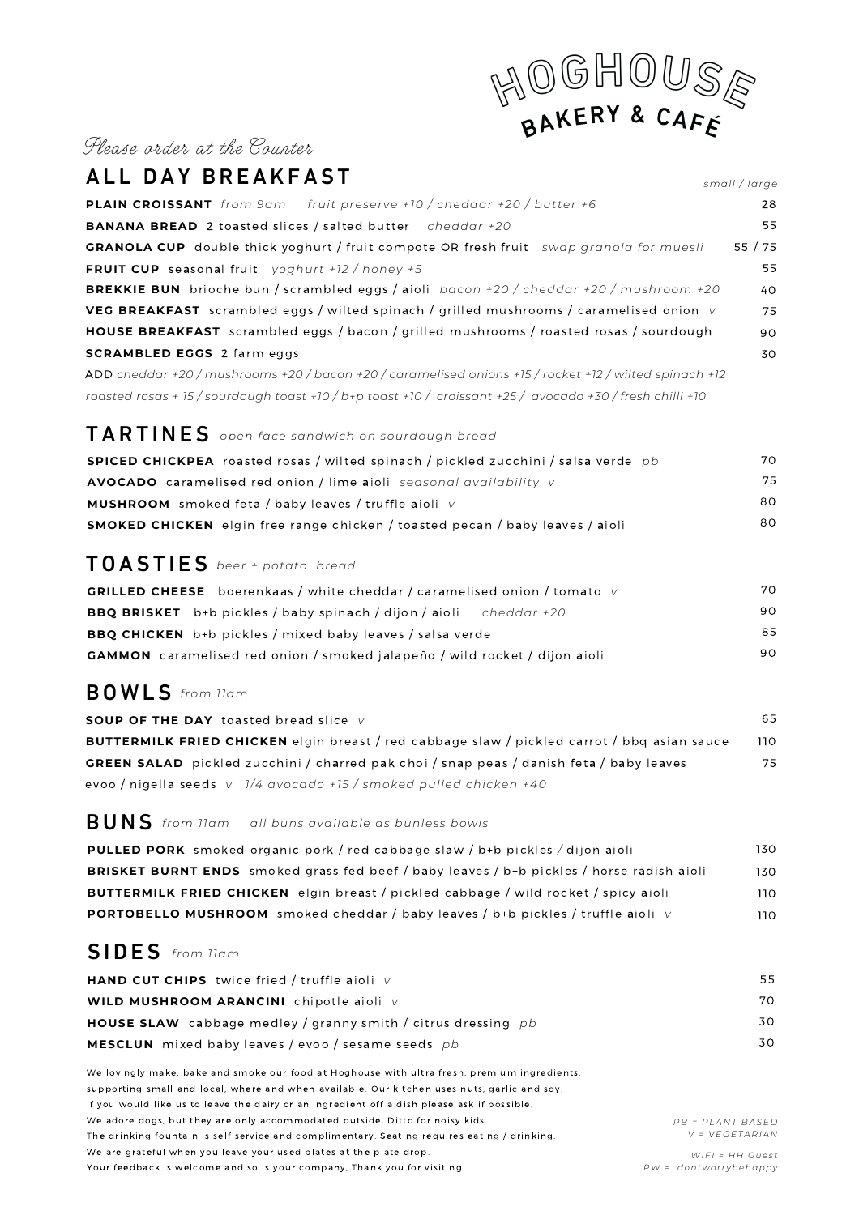# HOGHOUSE BAKERY & CAFÉ

*Please order at the Counter*

## ALL DAY BREAKFAST

*small / large*

**PLAIN CROISSANT** *from 9am* *fruit preserve +10 / cheddar +20 / butter +6* — 28

**BANANA BREAD** 2 toasted slices / salted butter *cheddar +20* — 55

**GRANOLA CUP** double thick yoghurt / fruit compote OR fresh fruit *swap granola for muesli* — 55 / 75

**FRUIT CUP** seasonal fruit *yoghurt +12 / honey +5* — 55

**BREKKIE BUN** brioche bun / scrambled eggs / aioli *bacon +20 / cheddar +20 / mushroom +20* — 40

**VEG BREAKFAST** scrambled eggs / wilted spinach / grilled mushrooms / caramelised onion *v* — 75

**HOUSE BREAKFAST** scrambled eggs / bacon / grilled mushrooms / roasted rosas / sourdough — 90

**SCRAMBLED EGGS** 2 farm eggs — 30

ADD *cheddar +20 / mushrooms +20 / bacon +20 / caramelised onions +15 / rocket +12 / wilted spinach +12 roasted rosas + 15 / sourdough toast +10 / b+p toast +10 / croissant +25 / avocado +30 / fresh chilli +10*

## TARTINES *open face sandwich on sourdough bread*

**SPICED CHICKPEA** roasted rosas / wilted spinach / pickled zucchini / salsa verde *pb* — 70

**AVOCADO** caramelised red onion / lime aioli *seasonal availability v* — 75

**MUSHROOM** smoked feta / baby leaves / truffle aioli *v* — 80

**SMOKED CHICKEN** elgin free range chicken / toasted pecan / baby leaves / aioli — 80

## TOASTIES *beer + potato bread*

**GRILLED CHEESE** boerenkaas / white cheddar / caramelised onion / tomato *v* — 70

**BBQ BRISKET** b+b pickles / baby spinach / dijon / aioli *cheddar +20* — 90

**BBQ CHICKEN** b+b pickles / mixed baby leaves / salsa verde — 85

**GAMMON** caramelised red onion / smoked jalapeño / wild rocket / dijon aioli — 90

## BOWLS *from 11am*

**SOUP OF THE DAY** toasted bread slice *v* — 65

**BUTTERMILK FRIED CHICKEN** elgin breast / red cabbage slaw / pickled carrot / bbq asian sauce — 110

**GREEN SALAD** pickled zucchini / charred pak choi / snap peas / danish feta / baby leaves evoo / nigella seeds *v 1/4 avocado +15 / smoked pulled chicken +40* — 75

## BUNS *from 11am* *all buns available as bunless bowls*

**PULLED PORK** smoked organic pork / red cabbage slaw / b+b pickles / dijon aioli — 130

**BRISKET BURNT ENDS** smoked grass fed beef / baby leaves / b+b pickles / horse radish aioli — 130

**BUTTERMILK FRIED CHICKEN** elgin breast / pickled cabbage / wild rocket / spicy aioli — 110

**PORTOBELLO MUSHROOM** smoked cheddar / baby leaves / b+b pickles / truffle aioli *v* — 110

## SIDES *from 11am*

**HAND CUT CHIPS** twice fried / truffle aioli *v* — 55

**WILD MUSHROOM ARANCINI** chipotle aioli *v* — 70

**HOUSE SLAW** cabbage medley / granny smith / citrus dressing *pb* — 30

**MESCLUN** mixed baby leaves / evoo / sesame seeds *pb* — 30

We lovingly make, bake and smoke our food at Hoghouse with ultra fresh, premium ingredients, supporting small and local, where and when available. Our kitchen uses nuts, garlic and soy. If you would like us to leave the dairy or an ingredient off a dish please ask if possible. We adore dogs, but they are only accommodated outside. Ditto for noisy kids. The drinking fountain is self service and complimentary. Seating requires eating / drinking. We are grateful when you leave your used plates at the plate drop. Your feedback is welcome and so is your company. Thank you for visiting.

*PB = PLANT BASED*
*V = VEGETARIAN*

*WIFI = HH Guest*
*PW = dontworrybehappy*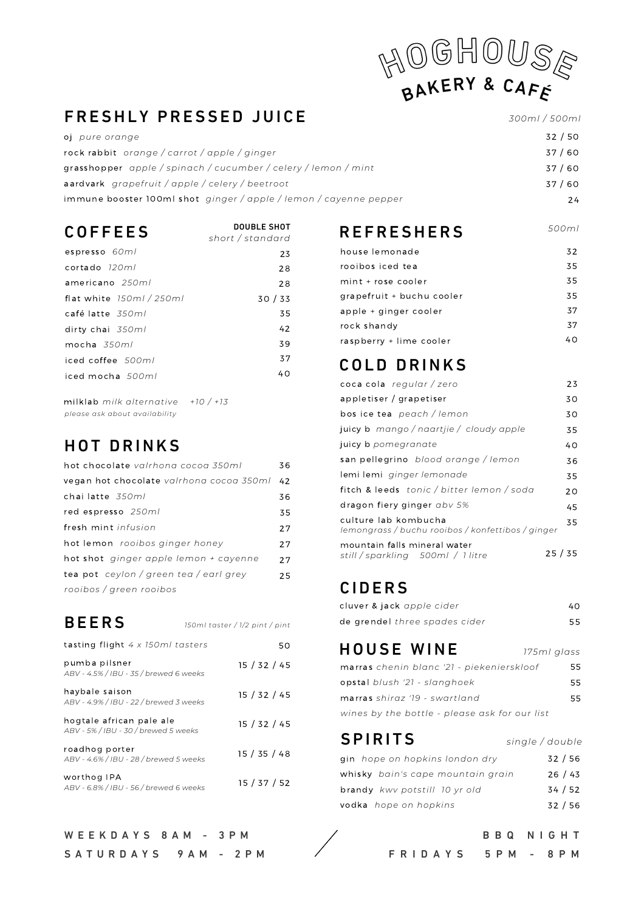# HOGHOUSE BAKERY & CAFÉ

## FRESHLY PRESSED JUICE

| | 300ml / 500ml |
|---|---|
| **oj** *pure orange* | 32 / 50 |
| **rock rabbit** *orange / carrot / apple / ginger* | 37 / 60 |
| **grasshopper** *apple / spinach / cucumber / celery / lemon / mint* | 37 / 60 |
| **aardvark** *grapefruit / apple / celery / beetroot* | 37 / 60 |
| **immune booster 100ml shot** *ginger / apple / lemon / cayenne pepper* | 24 |

## COFFEES

| | DOUBLE SHOT *short / standard* |
|---|---|
| espresso *60ml* | 23 |
| cortado *120ml* | 28 |
| americano *250ml* | 28 |
| flat white *150ml / 250ml* | 30 / 33 |
| café latte *350ml* | 35 |
| dirty chai *350ml* | 42 |
| mocha *350ml* | 39 |
| iced coffee *500ml* | 37 |
| iced mocha *500ml* | 40 |

milklab *milk alternative* +10 / +13
*please ask about availability*

## HOT DRINKS

| | |
|---|---|
| hot chocolate *valrhona cocoa 350ml* | 36 |
| vegan hot chocolate *valrhona cocoa 350ml* | 42 |
| chai latte *350ml* | 36 |
| red espresso *250ml* | 35 |
| fresh mint *infusion* | 27 |
| hot lemon *rooibos ginger honey* | 27 |
| hot shot *ginger apple lemon + cayenne* | 27 |
| tea pot *ceylon / green tea / earl grey rooibos / green rooibos* | 25 |

## BEERS

| | *150ml taster / 1/2 pint / pint* |
|---|---|
| tasting flight *4 x 150ml tasters* | 50 |
| pumba pilsner *ABV - 4.5% / IBU - 35 / brewed 6 weeks* | 15 / 32 / 45 |
| haybale saison *ABV - 4.9% / IBU - 22 / brewed 3 weeks* | 15 / 32 / 45 |
| hogtale african pale ale *ABV - 5% / IBU - 30 / brewed 5 weeks* | 15 / 32 / 45 |
| roadhog porter *ABV - 4.6% / IBU - 28 / brewed 5 weeks* | 15 / 35 / 48 |
| worthog IPA *ABV - 6.8% / IBU - 56 / brewed 6 weeks* | 15 / 37 / 52 |

## REFRESHERS

| | *500ml* |
|---|---|
| house lemonade | 32 |
| rooibos iced tea | 35 |
| mint + rose cooler | 35 |
| grapefruit + buchu cooler | 35 |
| apple + ginger cooler | 37 |
| rock shandy | 37 |
| raspberry + lime cooler | 40 |

## COLD DRINKS

| | |
|---|---|
| coca cola *regular / zero* | 23 |
| appletiser / grapetiser | 30 |
| bos ice tea *peach / lemon* | 30 |
| juicy b *mango / naartjie / cloudy apple* | 35 |
| juicy b *pomegranate* | 40 |
| san pellegrino *blood orange / lemon* | 36 |
| lemi lemi *ginger lemonade* | 35 |
| fitch & leeds *tonic / bitter lemon / soda* | 20 |
| dragon fiery ginger *abv 5%* | 45 |
| culture lab kombucha *lemongrass / buchu rooibos / konfettibos / ginger* | 35 |
| mountain falls mineral water *still / sparkling 500ml / 1 litre* | 25 / 35 |

## CIDERS

| | |
|---|---|
| cluver & jack *apple cider* | 40 |
| de grendel *three spades cider* | 55 |

## HOUSE WINE

| | *175ml glass* |
|---|---|
| **marras** *chenin blanc '21 - piekenierskloof* | 55 |
| **opstal** *blush '21 - slanghoek* | 55 |
| **marras** *shiraz '19 - swartland* | 55 |

*wines by the bottle - please ask for our list*

## SPIRITS

| | *single / double* |
|---|---|
| **gin** *hope on hopkins london dry* | 32 / 56 |
| **whisky** *bain's cape mountain grain* | 26 / 43 |
| **brandy** *kwv potstill 10 yr old* | 34 / 52 |
| **vodka** *hope on hopkins* | 32 / 56 |

WEEKDAYS 8AM - 3PM
SATURDAYS 9AM - 2PM

BBQ NIGHT
FRIDAYS 5PM - 8PM